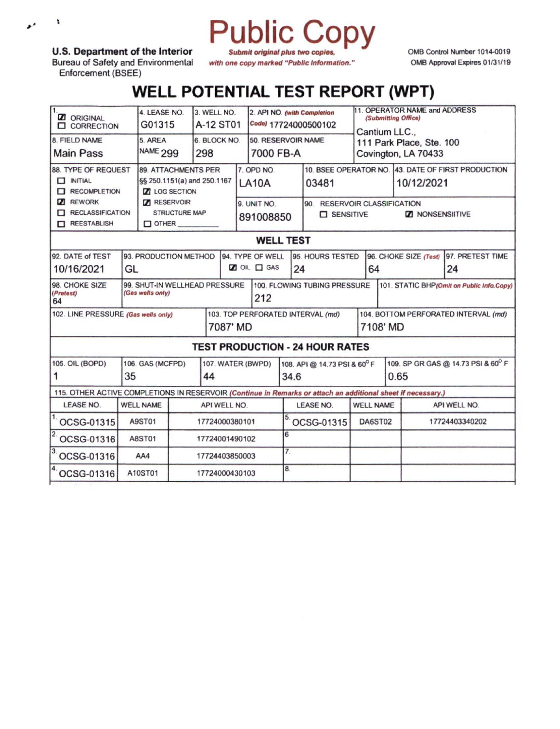# Public Copy

**U.S. Department of the Interior**
Bureau of Safety and Environmental Enforcement (BSEE)

*Submit original plus two copies, with one copy marked "Public Information."*

OMB Control Number 1014-0019
OMB Approval Expires 01/31/19

# WELL POTENTIAL TEST REPORT (WPT)

| Field | Value |
|---|---|
| 1. | ☑ ORIGINAL ☐ CORRECTION |
| 4. LEASE NO. | G01315 |
| 3. WELL NO. | A-12 ST01 |
| 2. API NO. *(with Completion Code)* | 17724000500102 |
| 11. OPERATOR NAME and ADDRESS *(Submitting Office)* | Cantium LLC., 111 Park Place, Ste. 100, Covington, LA 70433 |
| 8. FIELD NAME | Main Pass |
| 5. AREA NAME | 299 |
| 6. BLOCK NO. | 298 |
| 50. RESERVOIR NAME | 7000 FB-A |
| 88. TYPE OF REQUEST | ☐ INITIAL ☐ RECOMPLETION ☑ REWORK ☐ RECLASSIFICATION ☐ REESTABLISH |
| 89. ATTACHMENTS PER §§ 250.1151(a) and 250.1167 | ☑ LOG SECTION ☑ RESERVOIR STRUCTURE MAP ☐ OTHER ______ |
| 7. OPD NO. | LA10A |
| 10. BSEE OPERATOR NO. | 03481 |
| 43. DATE OF FIRST PRODUCTION | 10/12/2021 |
| 9. UNIT NO. | 891008850 |
| 90. RESERVOIR CLASSIFICATION | ☐ SENSITIVE ☑ NONSENSIITIVE |

## WELL TEST

| 92. DATE of TEST | 93. PRODUCTION METHOD | 94. TYPE OF WELL | 95. HOURS TESTED | 96. CHOKE SIZE *(Test)* | 97. PRETEST TIME |
|---|---|---|---|---|---|
| 10/16/2021 | GL | ☑ OIL ☐ GAS | 24 | 64 | 24 |

| 98. CHOKE SIZE *(Pretest)* | 99. SHUT-IN WELLHEAD PRESSURE *(Gas wells only)* | 100. FLOWING TUBING PRESSURE | 101. STATIC BHP *(Omit on Public Info.Copy)* |
|---|---|---|---|
| 64 | | 212 | |

| 102. LINE PRESSURE *(Gas wells only)* | 103. TOP PERFORATED INTERVAL *(md)* | 104. BOTTOM PERFORATED INTERVAL *(md)* |
|---|---|---|
| | 7087' MD | 7108' MD |

## TEST PRODUCTION - 24 HOUR RATES

| 105. OIL (BOPD) | 106. GAS (MCFPD) | 107. WATER (BWPD) | 108. API @ 14.73 PSI & 60° F | 109. SP GR GAS @ 14.73 PSI & 60° F |
|---|---|---|---|---|
| 1 | 35 | 44 | 34.6 | 0.65 |

115. OTHER ACTIVE COMPLETIONS IN RESERVOIR *(Continue in Remarks or attach an additional sheet if necessary.)*

| | LEASE NO. | WELL NAME | API WELL NO. | | LEASE NO. | WELL NAME | API WELL NO. |
|---|---|---|---|---|---|---|---|
| 1. | OCSG-01315 | A9ST01 | 17724000380101 | 5. | OCSG-01315 | DA6ST02 | 17724403340202 |
| 2. | OCSG-01316 | A8ST01 | 17724001490102 | 6. | | | |
| 3. | OCSG-01316 | AA4 | 17724403850003 | 7. | | | |
| 4. | OCSG-01316 | A10ST01 | 17724000430103 | 8. | | | |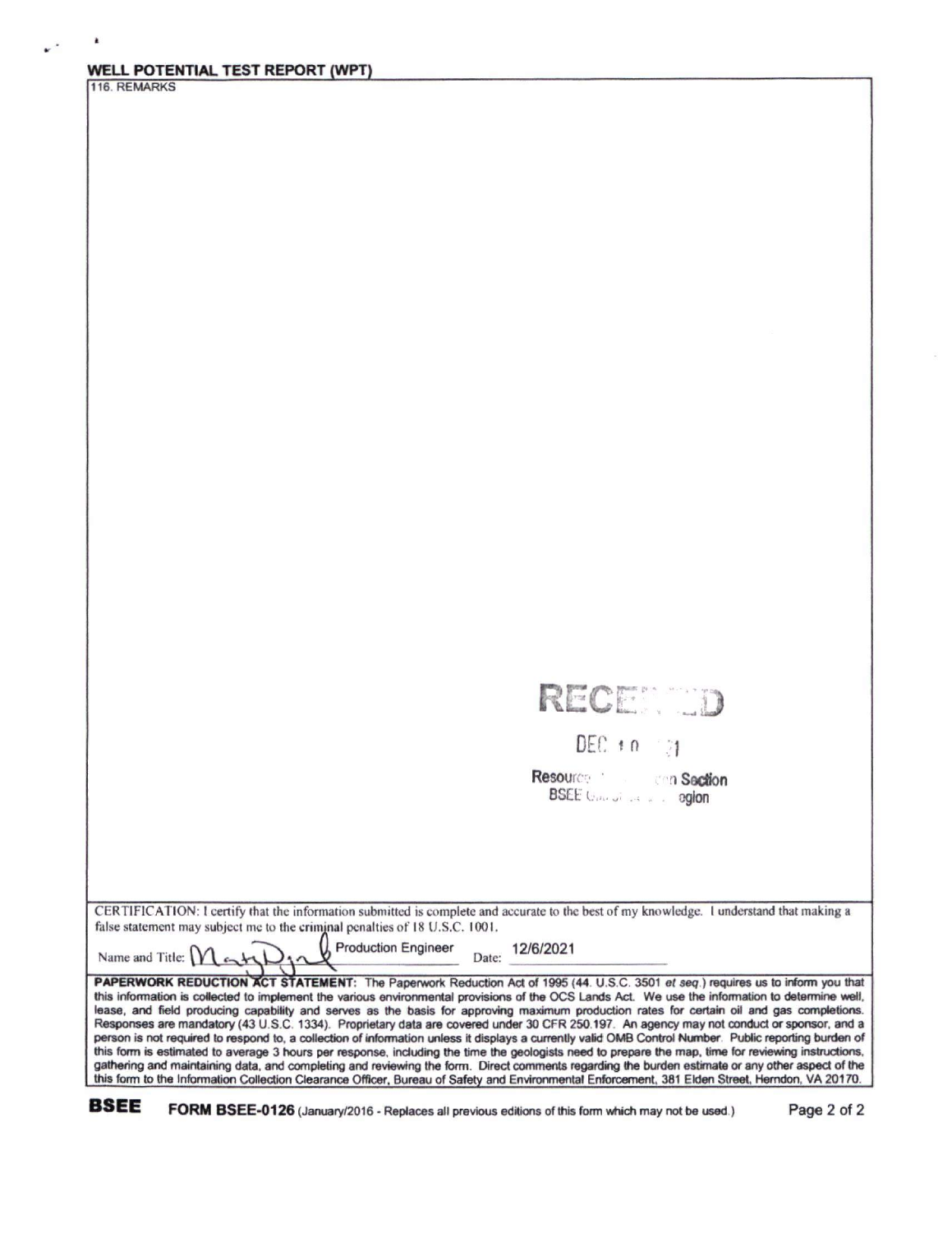## WELL POTENTIAL TEST REPORT (WPT)

116. REMARKS

RECE D

DEC 10 21

Resource n Section
BSEE egion

CERTIFICATION: I certify that the information submitted is complete and accurate to the best of my knowledge. I understand that making a false statement may subject me to the criminal penalties of 18 U.S.C. 1001.

Name and Title: Production Engineer Date: 12/6/2021

**PAPERWORK REDUCTION ACT STATEMENT:** The Paperwork Reduction Act of 1995 (44. U.S.C. 3501 *et seq.*) requires us to inform you that this information is collected to implement the various environmental provisions of the OCS Lands Act. We use the information to determine well, lease, and field producing capability and serves as the basis for approving maximum production rates for certain oil and gas completions. Responses are mandatory (43 U.S.C. 1334). Proprietary data are covered under 30 CFR 250.197. An agency may not conduct or sponsor, and a person is not required to respond to, a collection of information unless it displays a currently valid OMB Control Number. Public reporting burden of this form is estimated to average 3 hours per response, including the time the geologists need to prepare the map, time for reviewing instructions, gathering and maintaining data, and completing and reviewing the form. Direct comments regarding the burden estimate or any other aspect of the this form to the Information Collection Clearance Officer, Bureau of Safety and Environmental Enforcement, 381 Elden Street, Herndon, VA 20170.

**BSEE** **FORM BSEE-0126** (January/2016 - Replaces all previous editions of this form which may not be used.)